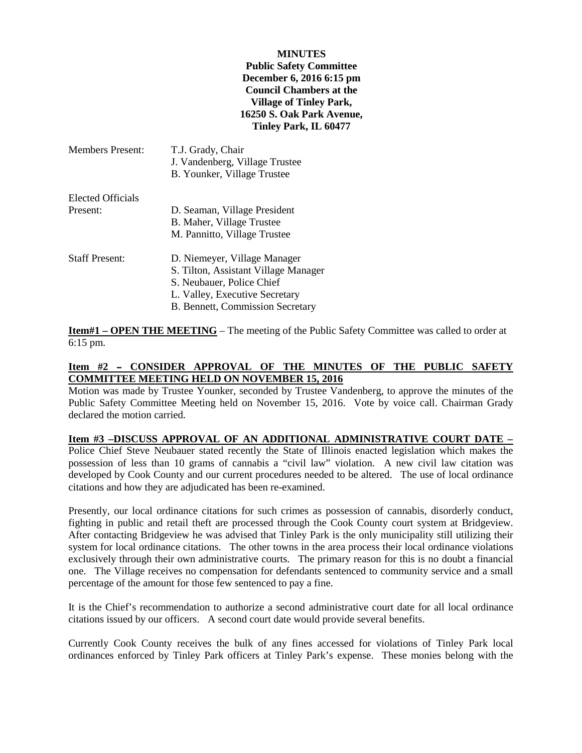**MINUTES**
**Public Safety Committee**
**December 6, 2016 6:15 pm**
**Council Chambers at the**
**Village of Tinley Park,**
**16250 S. Oak Park Avenue,**
**Tinley Park, IL 60477**

| | |
|---|---|
| Members Present: | T.J. Grady, Chair<br>J. Vandenberg, Village Trustee<br>B. Younker, Village Trustee |
| Elected Officials Present: | D. Seaman, Village President<br>B. Maher, Village Trustee<br>M. Pannitto, Village Trustee |
| Staff Present: | D. Niemeyer, Village Manager<br>S. Tilton, Assistant Village Manager<br>S. Neubauer, Police Chief<br>L. Valley, Executive Secretary<br>B. Bennett, Commission Secretary |

**Item#1 – OPEN THE MEETING** – The meeting of the Public Safety Committee was called to order at 6:15 pm.

**Item #2 – CONSIDER APPROVAL OF THE MINUTES OF THE PUBLIC SAFETY COMMITTEE MEETING HELD ON NOVEMBER 15, 2016**
Motion was made by Trustee Younker, seconded by Trustee Vandenberg, to approve the minutes of the Public Safety Committee Meeting held on November 15, 2016. Vote by voice call. Chairman Grady declared the motion carried.

**Item #3 –DISCUSS APPROVAL OF AN ADDITIONAL ADMINISTRATIVE COURT DATE –** Police Chief Steve Neubauer stated recently the State of Illinois enacted legislation which makes the possession of less than 10 grams of cannabis a "civil law" violation. A new civil law citation was developed by Cook County and our current procedures needed to be altered. The use of local ordinance citations and how they are adjudicated has been re-examined.

Presently, our local ordinance citations for such crimes as possession of cannabis, disorderly conduct, fighting in public and retail theft are processed through the Cook County court system at Bridgeview. After contacting Bridgeview he was advised that Tinley Park is the only municipality still utilizing their system for local ordinance citations. The other towns in the area process their local ordinance violations exclusively through their own administrative courts. The primary reason for this is no doubt a financial one. The Village receives no compensation for defendants sentenced to community service and a small percentage of the amount for those few sentenced to pay a fine.

It is the Chief's recommendation to authorize a second administrative court date for all local ordinance citations issued by our officers. A second court date would provide several benefits.

Currently Cook County receives the bulk of any fines accessed for violations of Tinley Park local ordinances enforced by Tinley Park officers at Tinley Park's expense. These monies belong with the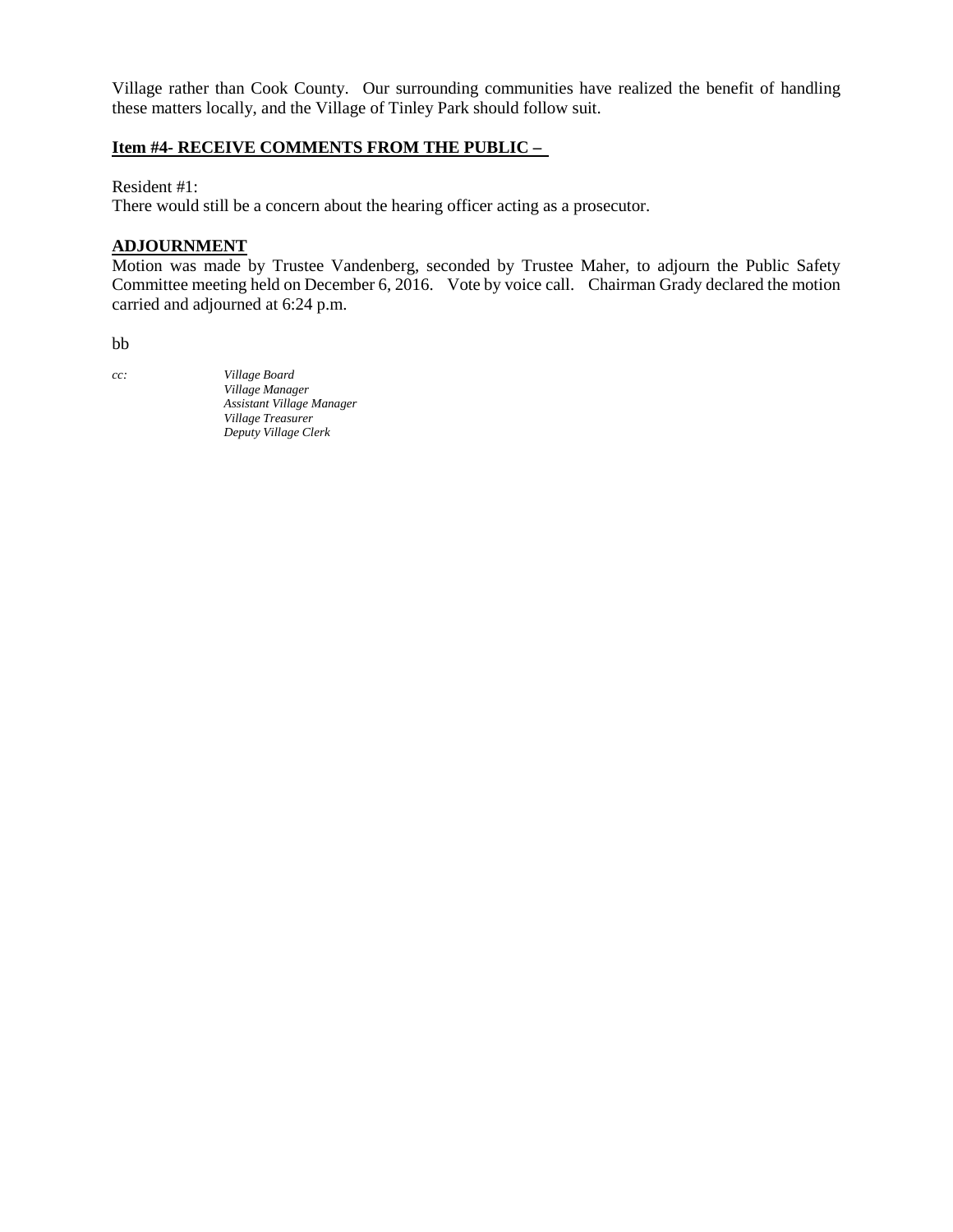Village rather than Cook County. Our surrounding communities have realized the benefit of handling these matters locally, and the Village of Tinley Park should follow suit.

**Item #4- RECEIVE COMMENTS FROM THE PUBLIC –**

Resident #1:
There would still be a concern about the hearing officer acting as a prosecutor.

**ADJOURNMENT**

Motion was made by Trustee Vandenberg, seconded by Trustee Maher, to adjourn the Public Safety Committee meeting held on December 6, 2016. Vote by voice call. Chairman Grady declared the motion carried and adjourned at 6:24 p.m.

bb

*cc:* *Village Board*
*Village Manager*
*Assistant Village Manager*
*Village Treasurer*
*Deputy Village Clerk*